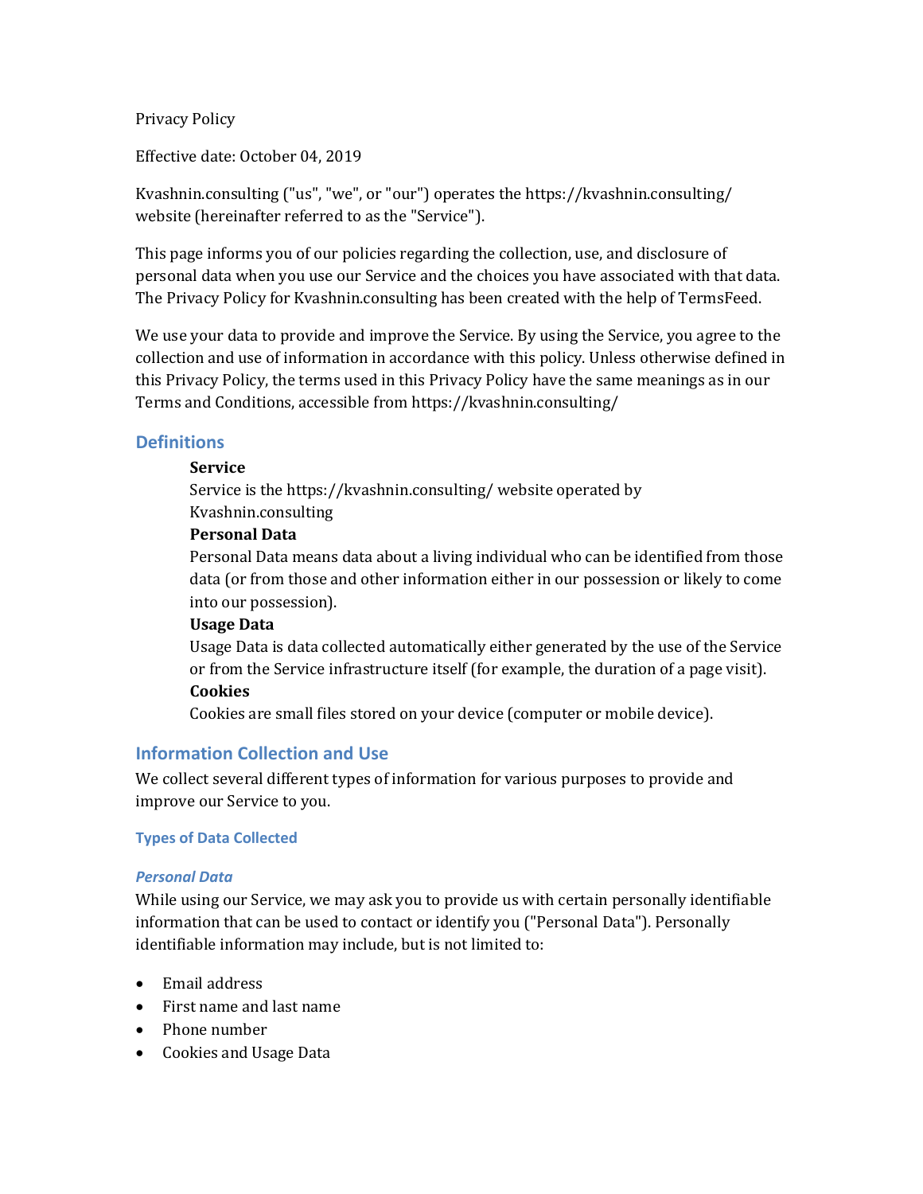Privacy Policy

Effective date: October 04, 2019

Kvashnin.consulting ("us", "we", or "our") operates the https://kvashnin.consulting/ website (hereinafter referred to as the "Service").

This page informs you of our policies regarding the collection, use, and disclosure of personal data when you use our Service and the choices you have associated with that data. The Privacy Policy for Kvashnin.consulting has been created with the help of TermsFeed.

We use your data to provide and improve the Service. By using the Service, you agree to the collection and use of information in accordance with this policy. Unless otherwise defined in this Privacy Policy, the terms used in this Privacy Policy have the same meanings as in our Terms and Conditions, accessible from https://kvashnin.consulting/

## Definitions

**Service**
Service is the https://kvashnin.consulting/ website operated by Kvashnin.consulting

**Personal Data**
Personal Data means data about a living individual who can be identified from those data (or from those and other information either in our possession or likely to come into our possession).

**Usage Data**
Usage Data is data collected automatically either generated by the use of the Service or from the Service infrastructure itself (for example, the duration of a page visit).

**Cookies**
Cookies are small files stored on your device (computer or mobile device).

## Information Collection and Use

We collect several different types of information for various purposes to provide and improve our Service to you.

### Types of Data Collected

#### *Personal Data*

While using our Service, we may ask you to provide us with certain personally identifiable information that can be used to contact or identify you ("Personal Data"). Personally identifiable information may include, but is not limited to:

- Email address
- First name and last name
- Phone number
- Cookies and Usage Data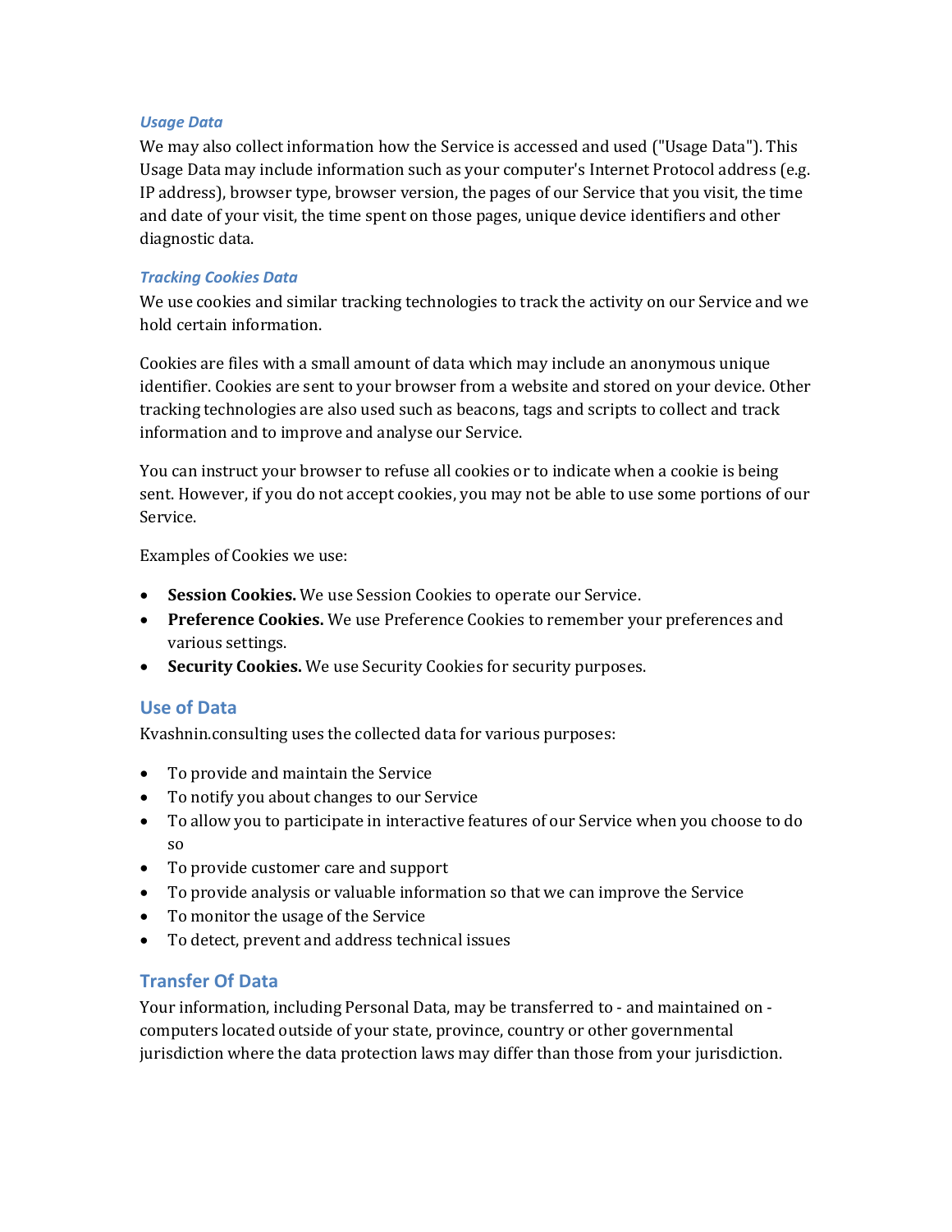### *Usage Data*

We may also collect information how the Service is accessed and used ("Usage Data"). This Usage Data may include information such as your computer's Internet Protocol address (e.g. IP address), browser type, browser version, the pages of our Service that you visit, the time and date of your visit, the time spent on those pages, unique device identifiers and other diagnostic data.

### *Tracking Cookies Data*

We use cookies and similar tracking technologies to track the activity on our Service and we hold certain information.

Cookies are files with a small amount of data which may include an anonymous unique identifier. Cookies are sent to your browser from a website and stored on your device. Other tracking technologies are also used such as beacons, tags and scripts to collect and track information and to improve and analyse our Service.

You can instruct your browser to refuse all cookies or to indicate when a cookie is being sent. However, if you do not accept cookies, you may not be able to use some portions of our Service.

Examples of Cookies we use:

- **Session Cookies.** We use Session Cookies to operate our Service.
- **Preference Cookies.** We use Preference Cookies to remember your preferences and various settings.
- **Security Cookies.** We use Security Cookies for security purposes.

## Use of Data

Kvashnin.consulting uses the collected data for various purposes:

- To provide and maintain the Service
- To notify you about changes to our Service
- To allow you to participate in interactive features of our Service when you choose to do so
- To provide customer care and support
- To provide analysis or valuable information so that we can improve the Service
- To monitor the usage of the Service
- To detect, prevent and address technical issues

## Transfer Of Data

Your information, including Personal Data, may be transferred to - and maintained on - computers located outside of your state, province, country or other governmental jurisdiction where the data protection laws may differ than those from your jurisdiction.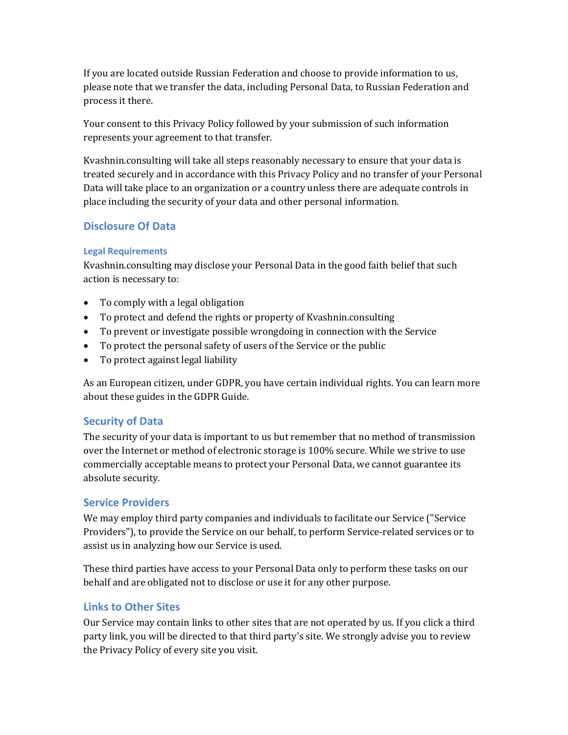If you are located outside Russian Federation and choose to provide information to us, please note that we transfer the data, including Personal Data, to Russian Federation and process it there.

Your consent to this Privacy Policy followed by your submission of such information represents your agreement to that transfer.

Kvashnin.consulting will take all steps reasonably necessary to ensure that your data is treated securely and in accordance with this Privacy Policy and no transfer of your Personal Data will take place to an organization or a country unless there are adequate controls in place including the security of your data and other personal information.

## Disclosure Of Data

### Legal Requirements

Kvashnin.consulting may disclose your Personal Data in the good faith belief that such action is necessary to:

- To comply with a legal obligation
- To protect and defend the rights or property of Kvashnin.consulting
- To prevent or investigate possible wrongdoing in connection with the Service
- To protect the personal safety of users of the Service or the public
- To protect against legal liability

As an European citizen, under GDPR, you have certain individual rights. You can learn more about these guides in the GDPR Guide.

## Security of Data

The security of your data is important to us but remember that no method of transmission over the Internet or method of electronic storage is 100% secure. While we strive to use commercially acceptable means to protect your Personal Data, we cannot guarantee its absolute security.

## Service Providers

We may employ third party companies and individuals to facilitate our Service ("Service Providers"), to provide the Service on our behalf, to perform Service-related services or to assist us in analyzing how our Service is used.

These third parties have access to your Personal Data only to perform these tasks on our behalf and are obligated not to disclose or use it for any other purpose.

## Links to Other Sites

Our Service may contain links to other sites that are not operated by us. If you click a third party link, you will be directed to that third party's site. We strongly advise you to review the Privacy Policy of every site you visit.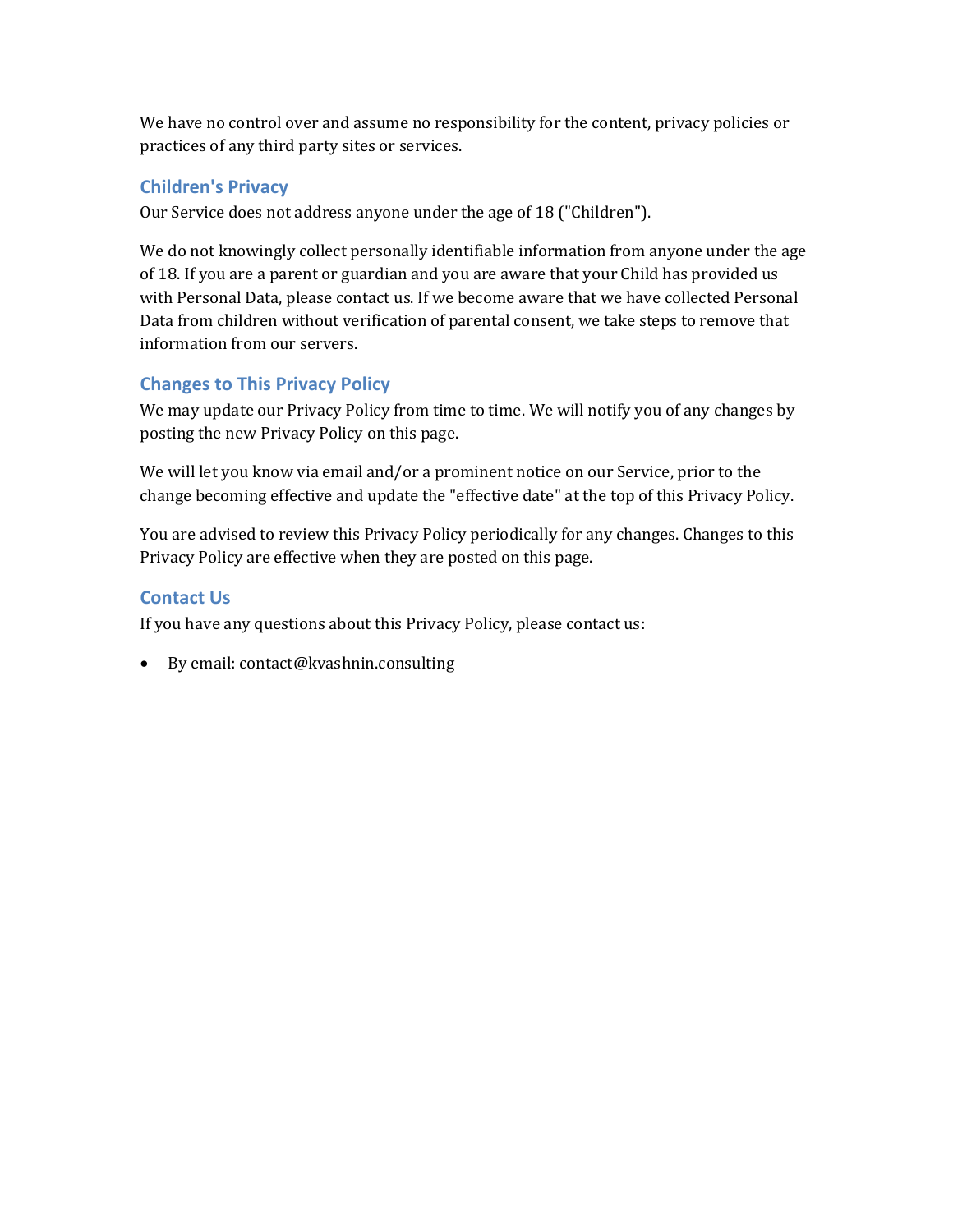We have no control over and assume no responsibility for the content, privacy policies or practices of any third party sites or services.

## Children's Privacy

Our Service does not address anyone under the age of 18 ("Children").

We do not knowingly collect personally identifiable information from anyone under the age of 18. If you are a parent or guardian and you are aware that your Child has provided us with Personal Data, please contact us. If we become aware that we have collected Personal Data from children without verification of parental consent, we take steps to remove that information from our servers.

## Changes to This Privacy Policy

We may update our Privacy Policy from time to time. We will notify you of any changes by posting the new Privacy Policy on this page.

We will let you know via email and/or a prominent notice on our Service, prior to the change becoming effective and update the "effective date" at the top of this Privacy Policy.

You are advised to review this Privacy Policy periodically for any changes. Changes to this Privacy Policy are effective when they are posted on this page.

## Contact Us

If you have any questions about this Privacy Policy, please contact us:

- By email: contact@kvashnin.consulting